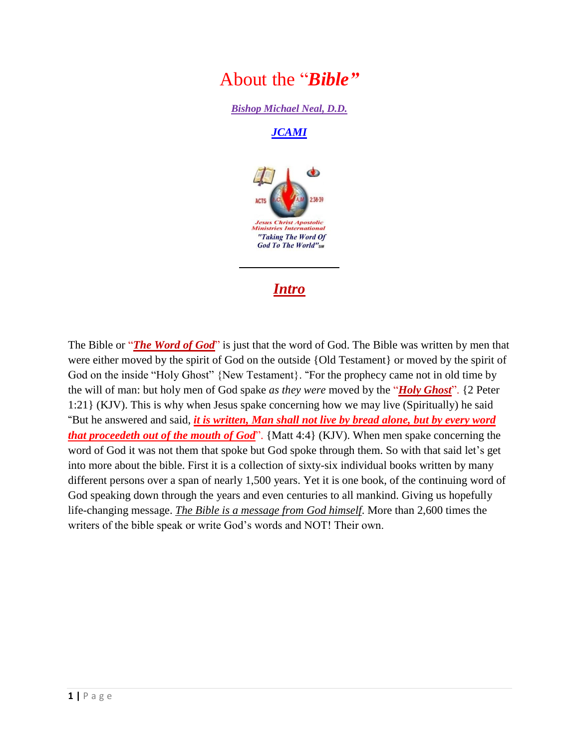# About the "*Bible*"

***Bishop Michael Neal, D.D.***

***JCAMI***

Jesus Christ Apostolic Ministries International

"Taking The Word Of God To The World"

---

## *Intro*

The Bible or "***The Word of God***" is just that the word of God. The Bible was written by men that were either moved by the spirit of God on the outside {Old Testament} or moved by the spirit of God on the inside "Holy Ghost" {New Testament}. "For the prophecy came not in old time by the will of man: but holy men of God spake *as they were* moved by the "***Holy Ghost***". {2 Peter 1:21} (KJV). This is why when Jesus spake concerning how we may live (Spiritually) he said "But he answered and said, ***it is written, Man shall not live by bread alone, but by every word that proceedeth out of the mouth of God***". {Matt 4:4} (KJV). When men spake concerning the word of God it was not them that spoke but God spoke through them. So with that said let's get into more about the bible. First it is a collection of sixty-six individual books written by many different persons over a span of nearly 1,500 years. Yet it is one book, of the continuing word of God speaking down through the years and even centuries to all mankind. Giving us hopefully life-changing message. *The Bible is a message from God himself.* More than 2,600 times the writers of the bible speak or write God's words and NOT! Their own.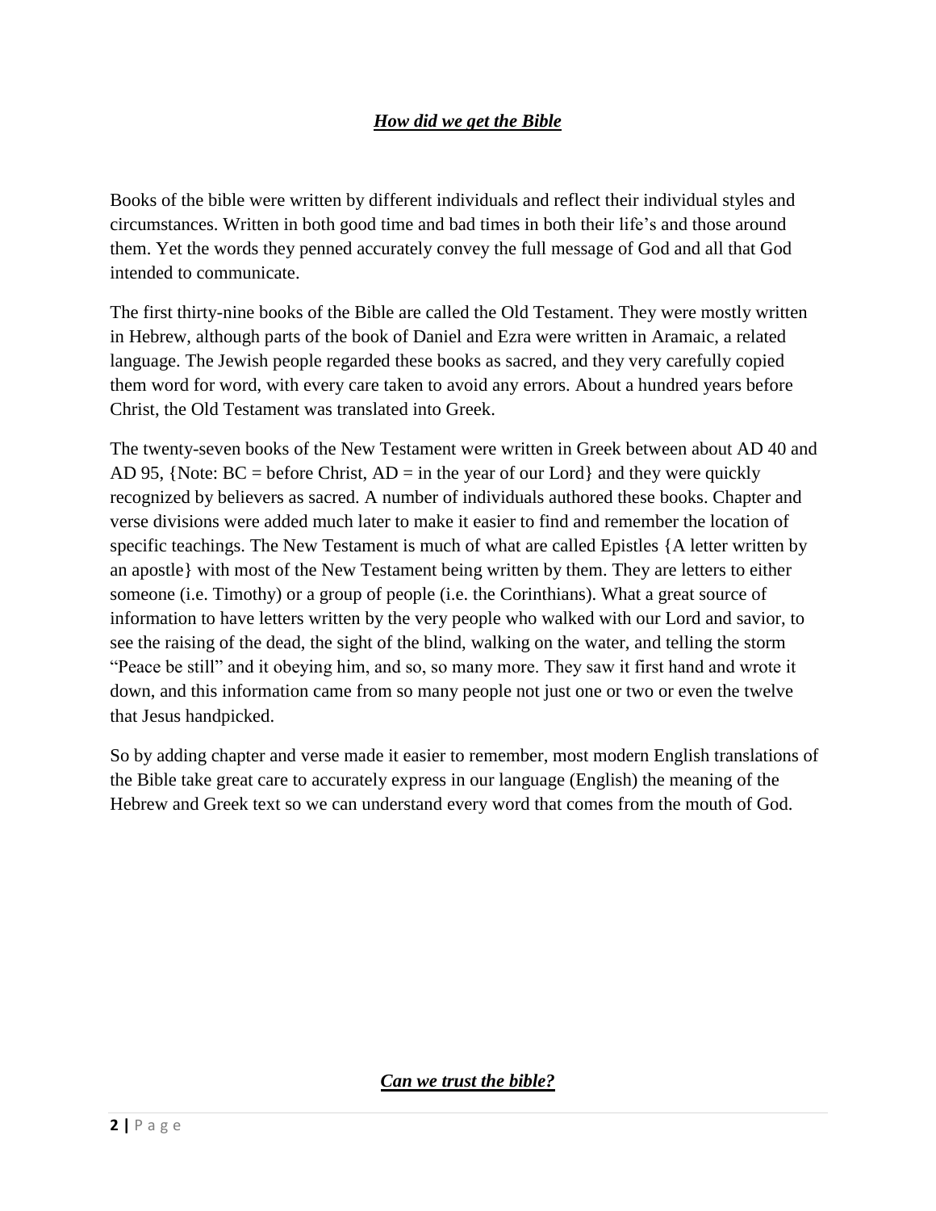## ***How did we get the Bible***

Books of the bible were written by different individuals and reflect their individual styles and circumstances. Written in both good time and bad times in both their life's and those around them. Yet the words they penned accurately convey the full message of God and all that God intended to communicate.

The first thirty-nine books of the Bible are called the Old Testament. They were mostly written in Hebrew, although parts of the book of Daniel and Ezra were written in Aramaic, a related language. The Jewish people regarded these books as sacred, and they very carefully copied them word for word, with every care taken to avoid any errors. About a hundred years before Christ, the Old Testament was translated into Greek.

The twenty-seven books of the New Testament were written in Greek between about AD 40 and AD 95, {Note: BC = before Christ, AD = in the year of our Lord} and they were quickly recognized by believers as sacred. A number of individuals authored these books. Chapter and verse divisions were added much later to make it easier to find and remember the location of specific teachings. The New Testament is much of what are called Epistles {A letter written by an apostle} with most of the New Testament being written by them. They are letters to either someone (i.e. Timothy) or a group of people (i.e. the Corinthians). What a great source of information to have letters written by the very people who walked with our Lord and savior, to see the raising of the dead, the sight of the blind, walking on the water, and telling the storm "Peace be still" and it obeying him, and so, so many more. They saw it first hand and wrote it down, and this information came from so many people not just one or two or even the twelve that Jesus handpicked.

So by adding chapter and verse made it easier to remember, most modern English translations of the Bible take great care to accurately express in our language (English) the meaning of the Hebrew and Greek text so we can understand every word that comes from the mouth of God.

## ***Can we trust the bible?***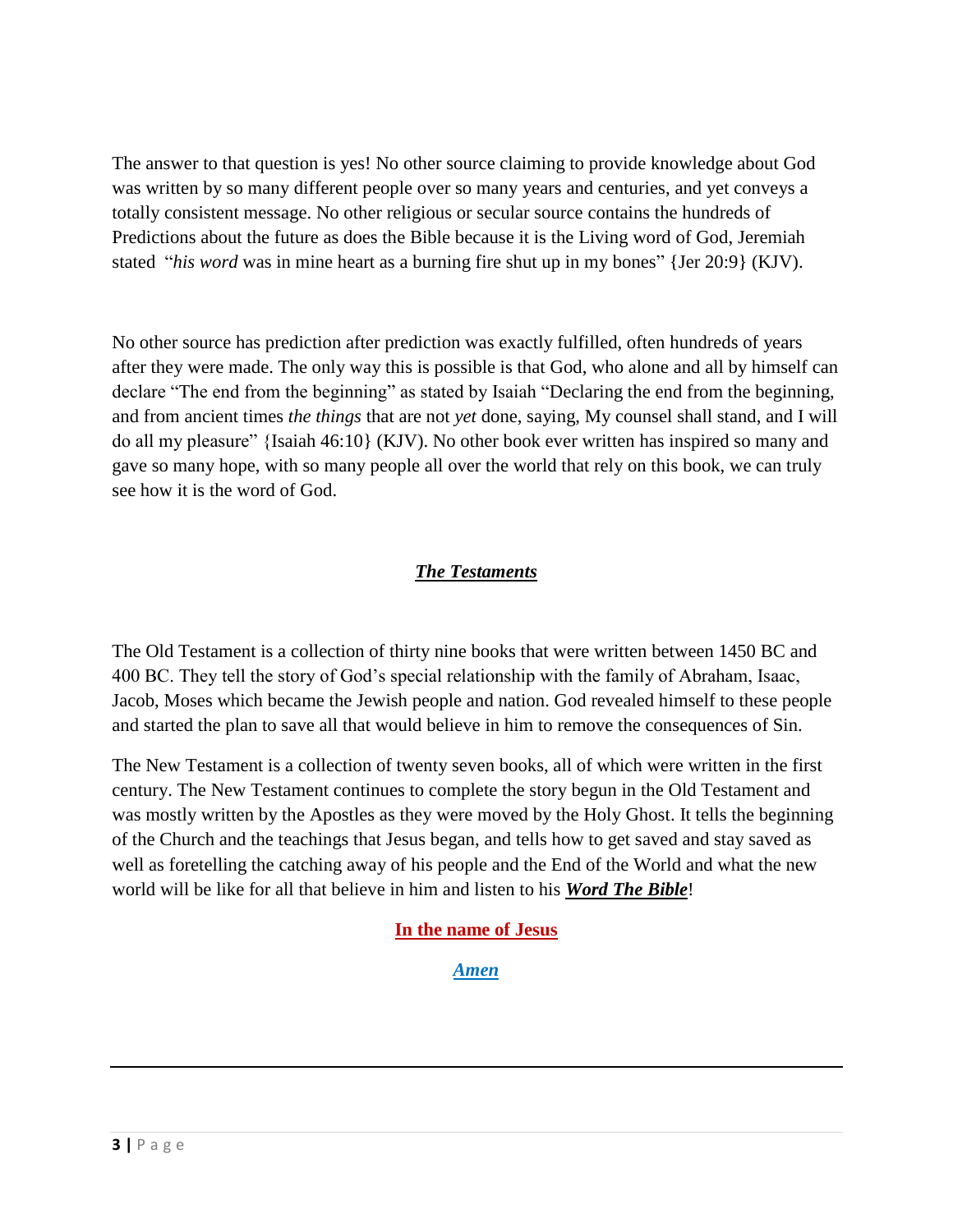The answer to that question is yes! No other source claiming to provide knowledge about God was written by so many different people over so many years and centuries, and yet conveys a totally consistent message. No other religious or secular source contains the hundreds of Predictions about the future as does the Bible because it is the Living word of God, Jeremiah stated "*his word* was in mine heart as a burning fire shut up in my bones" {Jer 20:9} (KJV).

No other source has prediction after prediction was exactly fulfilled, often hundreds of years after they were made. The only way this is possible is that God, who alone and all by himself can declare "The end from the beginning" as stated by Isaiah "Declaring the end from the beginning, and from ancient times *the things* that are not *yet* done, saying, My counsel shall stand, and I will do all my pleasure" {Isaiah 46:10} (KJV). No other book ever written has inspired so many and gave so many hope, with so many people all over the world that rely on this book, we can truly see how it is the word of God.

## ***The Testaments***

The Old Testament is a collection of thirty nine books that were written between 1450 BC and 400 BC. They tell the story of God's special relationship with the family of Abraham, Isaac, Jacob, Moses which became the Jewish people and nation. God revealed himself to these people and started the plan to save all that would believe in him to remove the consequences of Sin.

The New Testament is a collection of twenty seven books, all of which were written in the first century. The New Testament continues to complete the story begun in the Old Testament and was mostly written by the Apostles as they were moved by the Holy Ghost. It tells the beginning of the Church and the teachings that Jesus began, and tells how to get saved and stay saved as well as foretelling the catching away of his people and the End of the World and what the new world will be like for all that believe in him and listen to his ***Word The Bible***!

**In the name of Jesus**

***Amen***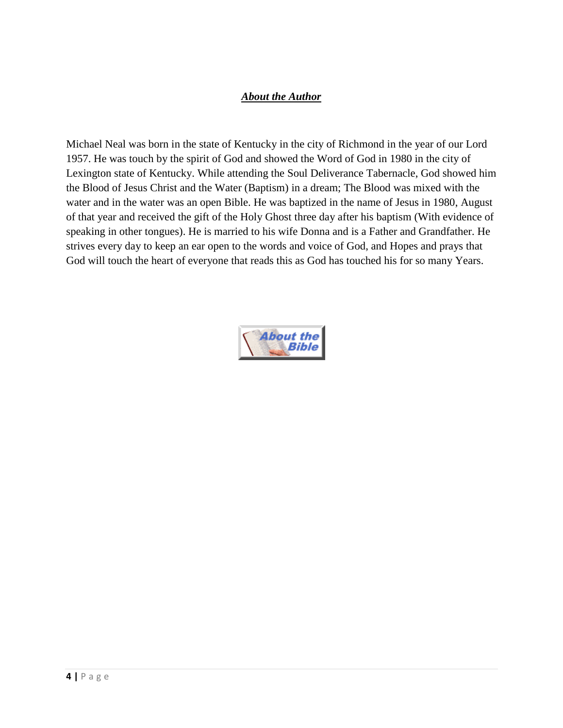## ***About the Author***

Michael Neal was born in the state of Kentucky in the city of Richmond in the year of our Lord 1957. He was touch by the spirit of God and showed the Word of God in 1980 in the city of Lexington state of Kentucky. While attending the Soul Deliverance Tabernacle, God showed him the Blood of Jesus Christ and the Water (Baptism) in a dream; The Blood was mixed with the water and in the water was an open Bible. He was baptized in the name of Jesus in 1980, August of that year and received the gift of the Holy Ghost three day after his baptism (With evidence of speaking in other tongues). He is married to his wife Donna and is a Father and Grandfather. He strives every day to keep an ear open to the words and voice of God, and Hopes and prays that God will touch the heart of everyone that reads this as God has touched his for so many Years.

About the Bible